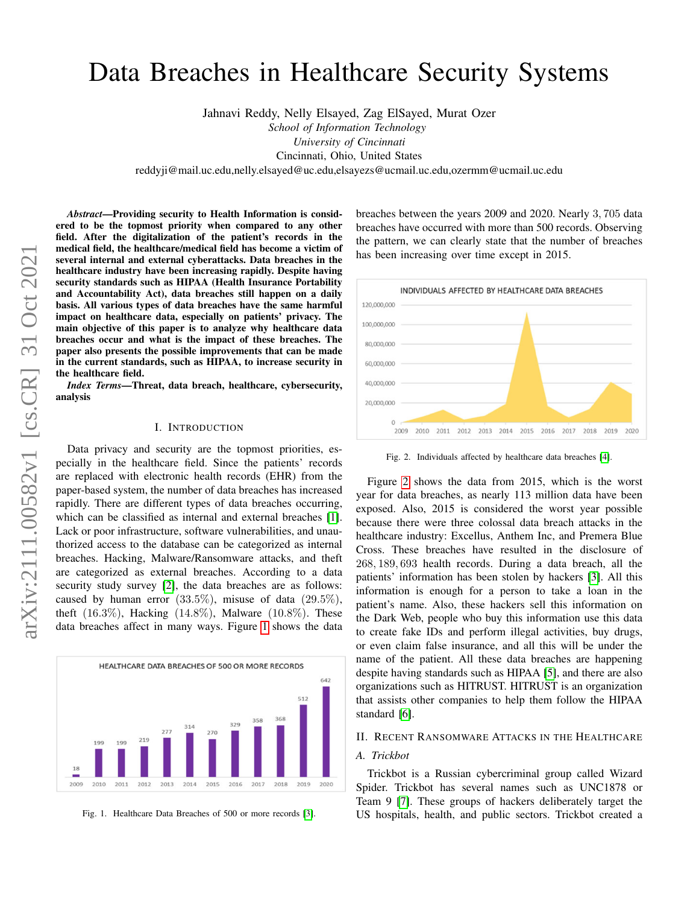# Data Breaches in Healthcare Security Systems

Jahnavi Reddy, Nelly Elsayed, Zag ElSayed, Murat Ozer
*School of Information Technology*
*University of Cincinnati*
Cincinnati, Ohio, United States
reddyji@mail.uc.edu,nelly.elsayed@uc.edu,elsayezs@ucmail.uc.edu,ozermm@ucmail.uc.edu

***Abstract*—Providing security to Health Information is considered to be the topmost priority when compared to any other field. After the digitalization of the patient's records in the medical field, the healthcare/medical field has become a victim of several internal and external cyberattacks. Data breaches in the healthcare industry have been increasing rapidly. Despite having security standards such as HIPAA (Health Insurance Portability and Accountability Act), data breaches still happen on a daily basis. All various types of data breaches have the same harmful impact on healthcare data, especially on patients' privacy. The main objective of this paper is to analyze why healthcare data breaches occur and what is the impact of these breaches. The paper also presents the possible improvements that can be made in the current standards, such as HIPAA, to increase security in the healthcare field.**

***Index Terms*—Threat, data breach, healthcare, cybersecurity, analysis**

## I. Introduction

Data privacy and security are the topmost priorities, especially in the healthcare field. Since the patients' records are replaced with electronic health records (EHR) from the paper-based system, the number of data breaches has increased rapidly. There are different types of data breaches occurring, which can be classified as internal and external breaches [1]. Lack or poor infrastructure, software vulnerabilities, and unauthorized access to the database can be categorized as internal breaches. Hacking, Malware/Ransomware attacks, and theft are categorized as external breaches. According to a data security study survey [2], the data breaches are as follows: caused by human error (33.5%), misuse of data (29.5%), theft (16.3%), Hacking (14.8%), Malware (10.8%). These data breaches affect in many ways. Figure 1 shows the data breaches between the years 2009 and 2020. Nearly 3,705 data breaches have occurred with more than 500 records. Observing the pattern, we can clearly state that the number of breaches has been increasing over time except in 2015.

| Year | 2009 | 2010 | 2011 | 2012 | 2013 | 2014 | 2015 | 2016 | 2017 | 2018 | 2019 | 2020 |
|---|---|---|---|---|---|---|---|---|---|---|---|---|
| Breaches | 18 | 199 | 199 | 219 | 277 | 314 | 270 | 329 | 358 | 368 | 512 | 642 |

Fig. 1. Healthcare Data Breaches of 500 or more records [3].

Fig. 2. Individuals affected by healthcare data breaches [4].

Figure 2 shows the data from 2015, which is the worst year for data breaches, as nearly 113 million data have been exposed. Also, 2015 is considered the worst year possible because there were three colossal data breach attacks in the healthcare industry: Excellus, Anthem Inc, and Premera Blue Cross. These breaches have resulted in the disclosure of 268,189,693 health records. During a data breach, all the patients' information has been stolen by hackers [3]. All this information is enough for a person to take a loan in the patient's name. Also, these hackers sell this information on the Dark Web, people who buy this information use this data to create fake IDs and perform illegal activities, buy drugs, or even claim false insurance, and all this will be under the name of the patient. All these data breaches are happening despite having standards such as HIPAA [5], and there are also organizations such as HITRUST. HITRUST is an organization that assists other companies to help them follow the HIPAA standard [6].

## II. Recent Ransomware Attacks in the Healthcare

### A. Trickbot

Trickbot is a Russian cybercriminal group called Wizard Spider. Trickbot has several names such as UNC1878 or Team 9 [7]. These groups of hackers deliberately target the US hospitals, health, and public sectors. Trickbot created a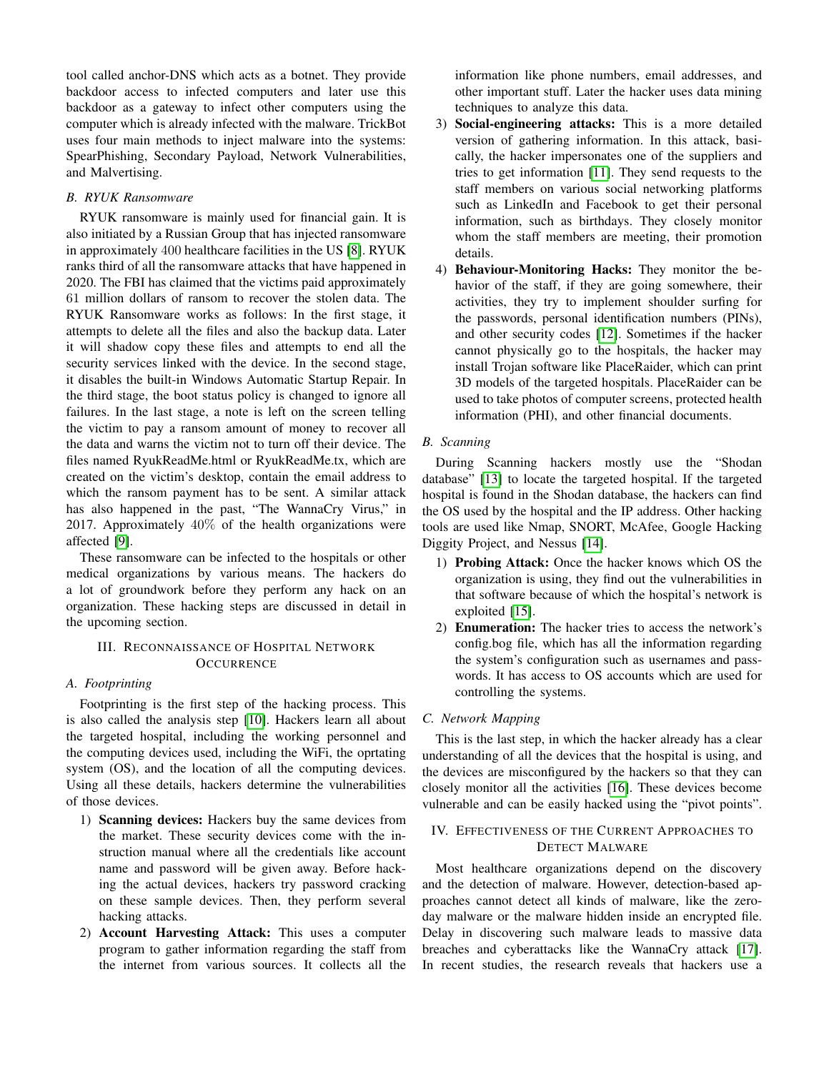tool called anchor-DNS which acts as a botnet. They provide backdoor access to infected computers and later use this backdoor as a gateway to infect other computers using the computer which is already infected with the malware. TrickBot uses four main methods to inject malware into the systems: SpearPhishing, Secondary Payload, Network Vulnerabilities, and Malvertising.

### *B. RYUK Ransomware*

RYUK ransomware is mainly used for financial gain. It is also initiated by a Russian Group that has injected ransomware in approximately $400$ healthcare facilities in the US [8]. RYUK ranks third of all the ransomware attacks that have happened in 2020. The FBI has claimed that the victims paid approximately $61$ million dollars of ransom to recover the stolen data. The RYUK Ransomware works as follows: In the first stage, it attempts to delete all the files and also the backup data. Later it will shadow copy these files and attempts to end all the security services linked with the device. In the second stage, it disables the built-in Windows Automatic Startup Repair. In the third stage, the boot status policy is changed to ignore all failures. In the last stage, a note is left on the screen telling the victim to pay a ransom amount of money to recover all the data and warns the victim not to turn off their device. The files named RyukReadMe.html or RyukReadMe.tx, which are created on the victim's desktop, contain the email address to which the ransom payment has to be sent. A similar attack has also happened in the past, "The WannaCry Virus," in 2017. Approximately $40\%$ of the health organizations were affected [9].

These ransomware can be infected to the hospitals or other medical organizations by various means. The hackers do a lot of groundwork before they perform any hack on an organization. These hacking steps are discussed in detail in the upcoming section.

## III. Reconnaissance of Hospital Network Occurrence

### *A. Footprinting*

Footprinting is the first step of the hacking process. This is also called the analysis step [10]. Hackers learn all about the targeted hospital, including the working personnel and the computing devices used, including the WiFi, the oprtating system (OS), and the location of all the computing devices. Using all these details, hackers determine the vulnerabilities of those devices.

1) **Scanning devices:** Hackers buy the same devices from the market. These security devices come with the instruction manual where all the credentials like account name and password will be given away. Before hacking the actual devices, hackers try password cracking on these sample devices. Then, they perform several hacking attacks.
2) **Account Harvesting Attack:** This uses a computer program to gather information regarding the staff from the internet from various sources. It collects all the information like phone numbers, email addresses, and other important stuff. Later the hacker uses data mining techniques to analyze this data.
3) **Social-engineering attacks:** This is a more detailed version of gathering information. In this attack, basically, the hacker impersonates one of the suppliers and tries to get information [11]. They send requests to the staff members on various social networking platforms such as LinkedIn and Facebook to get their personal information, such as birthdays. They closely monitor whom the staff members are meeting, their promotion details.
4) **Behaviour-Monitoring Hacks:** They monitor the behavior of the staff, if they are going somewhere, their activities, they try to implement shoulder surfing for the passwords, personal identification numbers (PINs), and other security codes [12]. Sometimes if the hacker cannot physically go to the hospitals, the hacker may install Trojan software like PlaceRaider, which can print 3D models of the targeted hospitals. PlaceRaider can be used to take photos of computer screens, protected health information (PHI), and other financial documents.

### *B. Scanning*

During Scanning hackers mostly use the "Shodan database" [13] to locate the targeted hospital. If the targeted hospital is found in the Shodan database, the hackers can find the OS used by the hospital and the IP address. Other hacking tools are used like Nmap, SNORT, McAfee, Google Hacking Diggity Project, and Nessus [14].

1) **Probing Attack:** Once the hacker knows which OS the organization is using, they find out the vulnerabilities in that software because of which the hospital's network is exploited [15].
2) **Enumeration:** The hacker tries to access the network's config.bog file, which has all the information regarding the system's configuration such as usernames and passwords. It has access to OS accounts which are used for controlling the systems.

### *C. Network Mapping*

This is the last step, in which the hacker already has a clear understanding of all the devices that the hospital is using, and the devices are misconfigured by the hackers so that they can closely monitor all the activities [16]. These devices become vulnerable and can be easily hacked using the "pivot points".

## IV. Effectiveness of the Current Approaches to Detect Malware

Most healthcare organizations depend on the discovery and the detection of malware. However, detection-based approaches cannot detect all kinds of malware, like the zero-day malware or the malware hidden inside an encrypted file. Delay in discovering such malware leads to massive data breaches and cyberattacks like the WannaCry attack [17]. In recent studies, the research reveals that hackers use a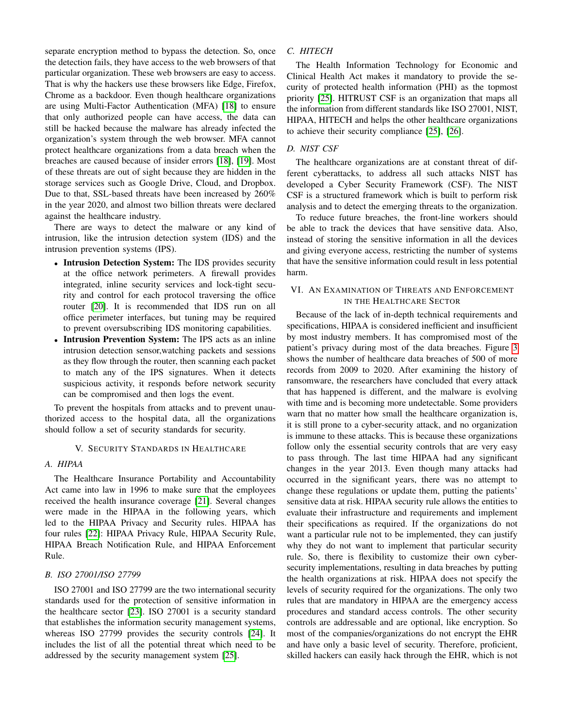separate encryption method to bypass the detection. So, once the detection fails, they have access to the web browsers of that particular organization. These web browsers are easy to access. That is why the hackers use these browsers like Edge, Firefox, Chrome as a backdoor. Even though healthcare organizations are using Multi-Factor Authentication (MFA) [18] to ensure that only authorized people can have access, the data can still be hacked because the malware has already infected the organization's system through the web browser. MFA cannot protect healthcare organizations from a data breach when the breaches are caused because of insider errors [18], [19]. Most of these threats are out of sight because they are hidden in the storage services such as Google Drive, Cloud, and Dropbox. Due to that, SSL-based threats have been increased by 260% in the year 2020, and almost two billion threats were declared against the healthcare industry.

There are ways to detect the malware or any kind of intrusion, like the intrusion detection system (IDS) and the intrusion prevention systems (IPS).

- **Intrusion Detection System:** The IDS provides security at the office network perimeters. A firewall provides integrated, inline security services and lock-tight security and control for each protocol traversing the office router [20]. It is recommended that IDS run on all office perimeter interfaces, but tuning may be required to prevent oversubscribing IDS monitoring capabilities.
- **Intrusion Prevention System:** The IPS acts as an inline intrusion detection sensor,watching packets and sessions as they flow through the router, then scanning each packet to match any of the IPS signatures. When it detects suspicious activity, it responds before network security can be compromised and then logs the event.

To prevent the hospitals from attacks and to prevent unauthorized access to the hospital data, all the organizations should follow a set of security standards for security.

## V. Security Standards in Healthcare

### A. HIPAA

The Healthcare Insurance Portability and Accountability Act came into law in 1996 to make sure that the employees received the health insurance coverage [21]. Several changes were made in the HIPAA in the following years, which led to the HIPAA Privacy and Security rules. HIPAA has four rules [22]: HIPAA Privacy Rule, HIPAA Security Rule, HIPAA Breach Notification Rule, and HIPAA Enforcement Rule.

### B. ISO 27001/ISO 27799

ISO 27001 and ISO 27799 are the two international security standards used for the protection of sensitive information in the healthcare sector [23]. ISO 27001 is a security standard that establishes the information security management systems, whereas ISO 27799 provides the security controls [24]. It includes the list of all the potential threat which need to be addressed by the security management system [25].

### C. HITECH

The Health Information Technology for Economic and Clinical Health Act makes it mandatory to provide the security of protected health information (PHI) as the topmost priority [25]. HITRUST CSF is an organization that maps all the information from different standards like ISO 27001, NIST, HIPAA, HITECH and helps the other healthcare organizations to achieve their security compliance [25], [26].

### D. NIST CSF

The healthcare organizations are at constant threat of different cyberattacks, to address all such attacks NIST has developed a Cyber Security Framework (CSF). The NIST CSF is a structured framework which is built to perform risk analysis and to detect the emerging threats to the organization.

To reduce future breaches, the front-line workers should be able to track the devices that have sensitive data. Also, instead of storing the sensitive information in all the devices and giving everyone access, restricting the number of systems that have the sensitive information could result in less potential harm.

## VI. An Examination of Threats and Enforcement in the Healthcare Sector

Because of the lack of in-depth technical requirements and specifications, HIPAA is considered inefficient and insufficient by most industry members. It has compromised most of the patient's privacy during most of the data breaches. Figure 3 shows the number of healthcare data breaches of 500 of more records from 2009 to 2020. After examining the history of ransomware, the researchers have concluded that every attack that has happened is different, and the malware is evolving with time and is becoming more undetectable. Some providers warn that no matter how small the healthcare organization is, it is still prone to a cyber-security attack, and no organization is immune to these attacks. This is because these organizations follow only the essential security controls that are very easy to pass through. The last time HIPAA had any significant changes in the year 2013. Even though many attacks had occurred in the significant years, there was no attempt to change these regulations or update them, putting the patients' sensitive data at risk. HIPAA security rule allows the entities to evaluate their infrastructure and requirements and implement their specifications as required. If the organizations do not want a particular rule not to be implemented, they can justify why they do not want to implement that particular security rule. So, there is flexibility to customize their own cyber-security implementations, resulting in data breaches by putting the health organizations at risk. HIPAA does not specify the levels of security required for the organizations. The only two rules that are mandatory in HIPAA are the emergency access procedures and standard access controls. The other security controls are addressable and are optional, like encryption. So most of the companies/organizations do not encrypt the EHR and have only a basic level of security. Therefore, proficient, skilled hackers can easily hack through the EHR, which is not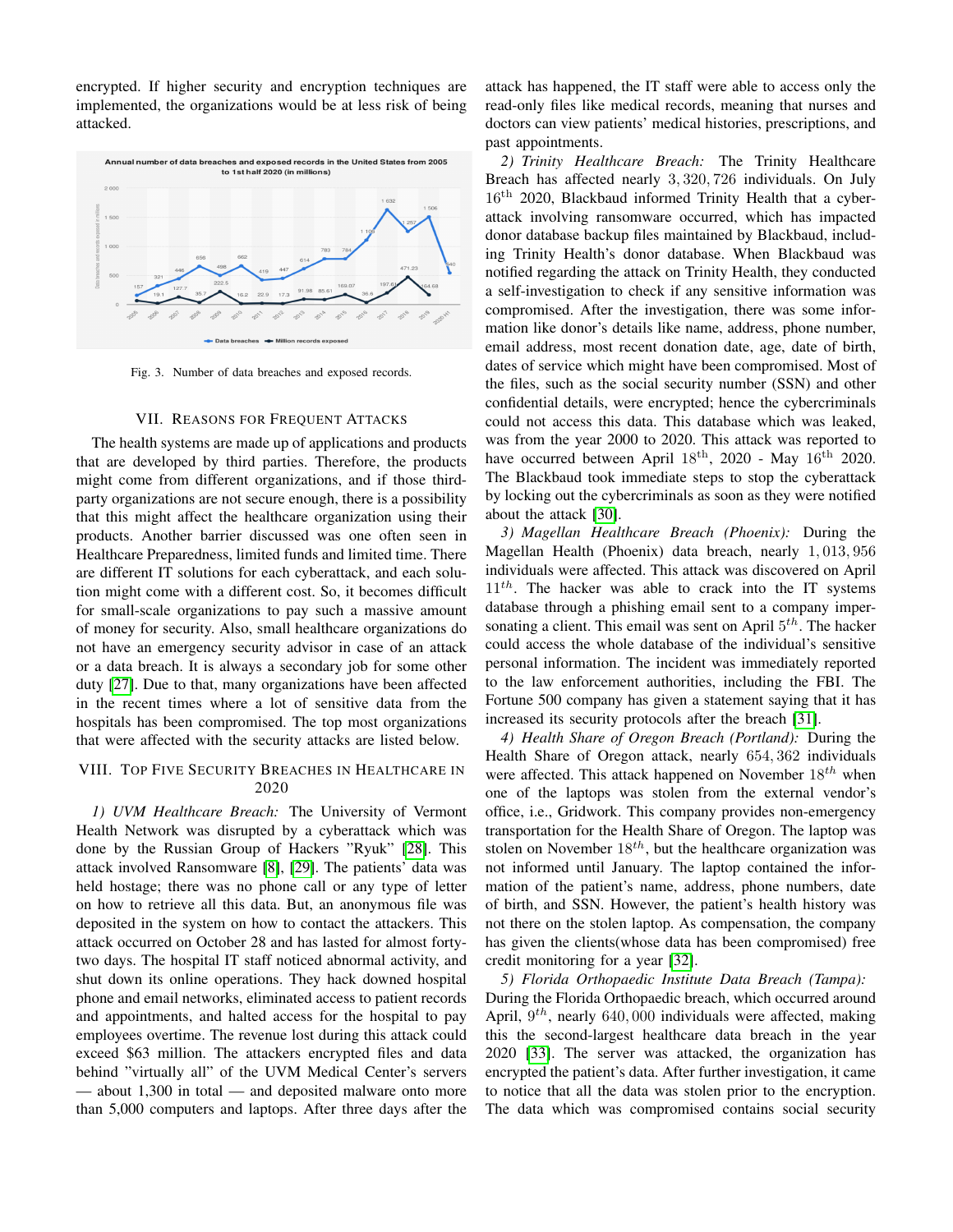encrypted. If higher security and encryption techniques are implemented, the organizations would be at less risk of being attacked.

Fig. 3. Number of data breaches and exposed records.

## VII. Reasons for Frequent Attacks

The health systems are made up of applications and products that are developed by third parties. Therefore, the products might come from different organizations, and if those third-party organizations are not secure enough, there is a possibility that this might affect the healthcare organization using their products. Another barrier discussed was one often seen in Healthcare Preparedness, limited funds and limited time. There are different IT solutions for each cyberattack, and each solution might come with a different cost. So, it becomes difficult for small-scale organizations to pay such a massive amount of money for security. Also, small healthcare organizations do not have an emergency security advisor in case of an attack or a data breach. It is always a secondary job for some other duty [27]. Due to that, many organizations have been affected in the recent times where a lot of sensitive data from the hospitals has been compromised. The top most organizations that were affected with the security attacks are listed below.

## VIII. Top Five Security Breaches in Healthcare in 2020

*1) UVM Healthcare Breach:* The University of Vermont Health Network was disrupted by a cyberattack which was done by the Russian Group of Hackers "Ryuk" [28]. This attack involved Ransomware [8], [29]. The patients' data was held hostage; there was no phone call or any type of letter on how to retrieve all this data. But, an anonymous file was deposited in the system on how to contact the attackers. This attack occurred on October 28 and has lasted for almost forty-two days. The hospital IT staff noticed abnormal activity, and shut down its online operations. They hack downed hospital phone and email networks, eliminated access to patient records and appointments, and halted access for the hospital to pay employees overtime. The revenue lost during this attack could exceed \$63 million. The attackers encrypted files and data behind "virtually all" of the UVM Medical Center's servers — about 1,300 in total — and deposited malware onto more than 5,000 computers and laptops. After three days after the attack has happened, the IT staff were able to access only the read-only files like medical records, meaning that nurses and doctors can view patients' medical histories, prescriptions, and past appointments.

*2) Trinity Healthcare Breach:* The Trinity Healthcare Breach has affected nearly $3,320,726$ individuals. On July $16^{\text{th}}$ 2020, Blackbaud informed Trinity Health that a cyber-attack involving ransomware occurred, which has impacted donor database backup files maintained by Blackbaud, including Trinity Health's donor database. When Blackbaud was notified regarding the attack on Trinity Health, they conducted a self-investigation to check if any sensitive information was compromised. After the investigation, there was some information like donor's details like name, address, phone number, email address, most recent donation date, age, date of birth, dates of service which might have been compromised. Most of the files, such as the social security number (SSN) and other confidential details, were encrypted; hence the cybercriminals could not access this data. This database which was leaked, was from the year 2000 to 2020. This attack was reported to have occurred between April $18^{\text{th}}$, 2020 - May $16^{\text{th}}$ 2020. The Blackbaud took immediate steps to stop the cyberattack by locking out the cybercriminals as soon as they were notified about the attack [30].

*3) Magellan Healthcare Breach (Phoenix):* During the Magellan Health (Phoenix) data breach, nearly $1,013,956$ individuals were affected. This attack was discovered on April $11^{th}$. The hacker was able to crack into the IT systems database through a phishing email sent to a company impersonating a client. This email was sent on April $5^{th}$. The hacker could access the whole database of the individual's sensitive personal information. The incident was immediately reported to the law enforcement authorities, including the FBI. The Fortune 500 company has given a statement saying that it has increased its security protocols after the breach [31].

*4) Health Share of Oregon Breach (Portland):* During the Health Share of Oregon attack, nearly $654,362$ individuals were affected. This attack happened on November $18^{th}$ when one of the laptops was stolen from the external vendor's office, i.e., Gridwork. This company provides non-emergency transportation for the Health Share of Oregon. The laptop was stolen on November $18^{th}$, but the healthcare organization was not informed until January. The laptop contained the information of the patient's name, address, phone numbers, date of birth, and SSN. However, the patient's health history was not there on the stolen laptop. As compensation, the company has given the clients(whose data has been compromised) free credit monitoring for a year [32].

*5) Florida Orthopaedic Institute Data Breach (Tampa):* During the Florida Orthopaedic breach, which occurred around April, $9^{th}$, nearly $640,000$ individuals were affected, making this the second-largest healthcare data breach in the year 2020 [33]. The server was attacked, the organization has encrypted the patient's data. After further investigation, it came to notice that all the data was stolen prior to the encryption. The data which was compromised contains social security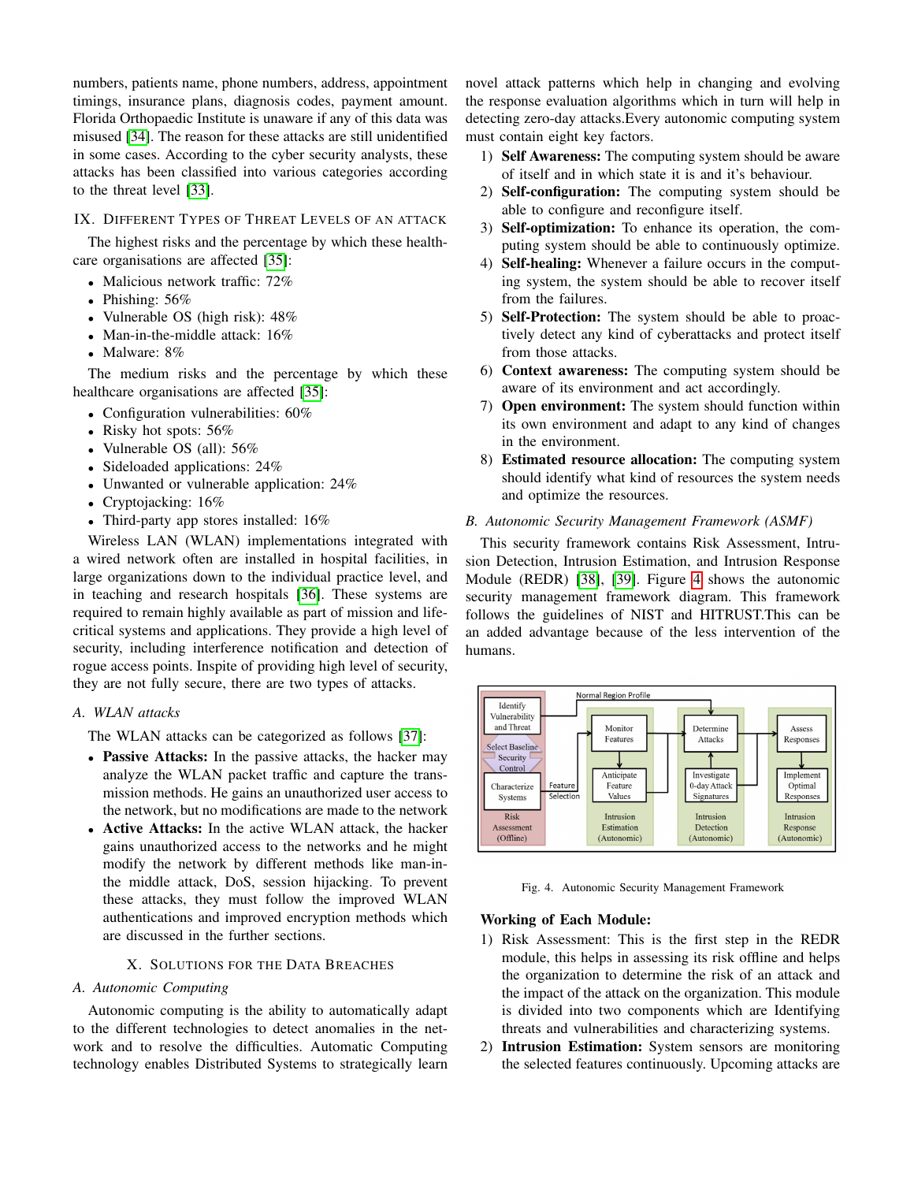numbers, patients name, phone numbers, address, appointment timings, insurance plans, diagnosis codes, payment amount. Florida Orthopaedic Institute is unaware if any of this data was misused [34]. The reason for these attacks are still unidentified in some cases. According to the cyber security analysts, these attacks has been classified into various categories according to the threat level [33].

## IX. Different Types of Threat Levels of an Attack

The highest risks and the percentage by which these healthcare organisations are affected [35]:

- Malicious network traffic: 72%
- Phishing: 56%
- Vulnerable OS (high risk): 48%
- Man-in-the-middle attack: 16%
- Malware: 8%

The medium risks and the percentage by which these healthcare organisations are affected [35]:

- Configuration vulnerabilities: 60%
- Risky hot spots: 56%
- Vulnerable OS (all): 56%
- Sideloaded applications: 24%
- Unwanted or vulnerable application: 24%
- Cryptojacking: 16%
- Third-party app stores installed: 16%

Wireless LAN (WLAN) implementations integrated with a wired network often are installed in hospital facilities, in large organizations down to the individual practice level, and in teaching and research hospitals [36]. These systems are required to remain highly available as part of mission and life-critical systems and applications. They provide a high level of security, including interference notification and detection of rogue access points. Inspite of providing high level of security, they are not fully secure, there are two types of attacks.

### *A. WLAN attacks*

The WLAN attacks can be categorized as follows [37]:

- **Passive Attacks:** In the passive attacks, the hacker may analyze the WLAN packet traffic and capture the transmission methods. He gains an unauthorized user access to the network, but no modifications are made to the network
- **Active Attacks:** In the active WLAN attack, the hacker gains unauthorized access to the networks and he might modify the network by different methods like man-in-the middle attack, DoS, session hijacking. To prevent these attacks, they must follow the improved WLAN authentications and improved encryption methods which are discussed in the further sections.

## X. Solutions for the Data Breaches

### *A. Autonomic Computing*

Autonomic computing is the ability to automatically adapt to the different technologies to detect anomalies in the network and to resolve the difficulties. Automatic Computing technology enables Distributed Systems to strategically learn novel attack patterns which help in changing and evolving the response evaluation algorithms which in turn will help in detecting zero-day attacks.Every autonomic computing system must contain eight key factors.

1) **Self Awareness:** The computing system should be aware of itself and in which state it is and it's behaviour.
2) **Self-configuration:** The computing system should be able to configure and reconfigure itself.
3) **Self-optimization:** To enhance its operation, the computing system should be able to continuously optimize.
4) **Self-healing:** Whenever a failure occurs in the computing system, the system should be able to recover itself from the failures.
5) **Self-Protection:** The system should be able to proactively detect any kind of cyberattacks and protect itself from those attacks.
6) **Context awareness:** The computing system should be aware of its environment and act accordingly.
7) **Open environment:** The system should function within its own environment and adapt to any kind of changes in the environment.
8) **Estimated resource allocation:** The computing system should identify what kind of resources the system needs and optimize the resources.

### *B. Autonomic Security Management Framework (ASMF)*

This security framework contains Risk Assessment, Intrusion Detection, Intrusion Estimation, and Intrusion Response Module (REDR) [38], [39]. Figure 4 shows the autonomic security management framework diagram. This framework follows the guidelines of NIST and HITRUST.This can be an added advantage because of the less intervention of the humans.

Fig. 4. Autonomic Security Management Framework

**Working of Each Module:**

1) Risk Assessment: This is the first step in the REDR module, this helps in assessing its risk offline and helps the organization to determine the risk of an attack and the impact of the attack on the organization. This module is divided into two components which are Identifying threats and vulnerabilities and characterizing systems.
2) **Intrusion Estimation:** System sensors are monitoring the selected features continuously. Upcoming attacks are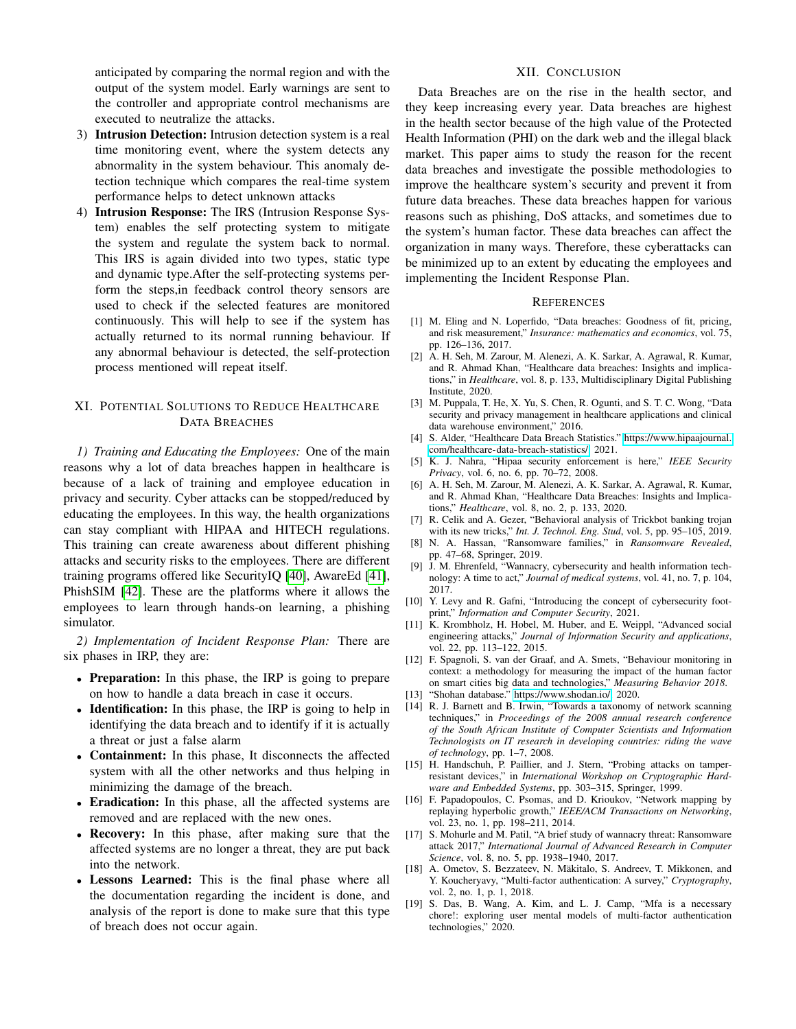anticipated by comparing the normal region and with the output of the system model. Early warnings are sent to the controller and appropriate control mechanisms are executed to neutralize the attacks.

3) **Intrusion Detection:** Intrusion detection system is a real time monitoring event, where the system detects any abnormality in the system behaviour. This anomaly detection technique which compares the real-time system performance helps to detect unknown attacks
4) **Intrusion Response:** The IRS (Intrusion Response System) enables the self protecting system to mitigate the system and regulate the system back to normal. This IRS is again divided into two types, static type and dynamic type.After the self-protecting systems perform the steps,in feedback control theory sensors are used to check if the selected features are monitored continuously. This will help to see if the system has actually returned to its normal running behaviour. If any abnormal behaviour is detected, the self-protection process mentioned will repeat itself.

## XI. Potential Solutions to Reduce Healthcare Data Breaches

*1) Training and Educating the Employees:* One of the main reasons why a lot of data breaches happen in healthcare is because of a lack of training and employee education in privacy and security. Cyber attacks can be stopped/reduced by educating the employees. In this way, the health organizations can stay compliant with HIPAA and HITECH regulations. This training can create awareness about different phishing attacks and security risks to the employees. There are different training programs offered like SecurityIQ [40], AwareEd [41], PhishSIM [42]. These are the platforms where it allows the employees to learn through hands-on learning, a phishing simulator.

*2) Implementation of Incident Response Plan:* There are six phases in IRP, they are:

- **Preparation:** In this phase, the IRP is going to prepare on how to handle a data breach in case it occurs.
- **Identification:** In this phase, the IRP is going to help in identifying the data breach and to identify if it is actually a threat or just a false alarm
- **Containment:** In this phase, It disconnects the affected system with all the other networks and thus helping in minimizing the damage of the breach.
- **Eradication:** In this phase, all the affected systems are removed and are replaced with the new ones.
- **Recovery:** In this phase, after making sure that the affected systems are no longer a threat, they are put back into the network.
- **Lessons Learned:** This is the final phase where all the documentation regarding the incident is done, and analysis of the report is done to make sure that this type of breach does not occur again.

## XII. Conclusion

Data Breaches are on the rise in the health sector, and they keep increasing every year. Data breaches are highest in the health sector because of the high value of the Protected Health Information (PHI) on the dark web and the illegal black market. This paper aims to study the reason for the recent data breaches and investigate the possible methodologies to improve the healthcare system's security and prevent it from future data breaches. These data breaches happen for various reasons such as phishing, DoS attacks, and sometimes due to the system's human factor. These data breaches can affect the organization in many ways. Therefore, these cyberattacks can be minimized up to an extent by educating the employees and implementing the Incident Response Plan.

## References

[1] M. Eling and N. Loperfido, "Data breaches: Goodness of fit, pricing, and risk measurement," *Insurance: mathematics and economics*, vol. 75, pp. 126–136, 2017.

[2] A. H. Seh, M. Zarour, M. Alenezi, A. K. Sarkar, A. Agrawal, R. Kumar, and R. Ahmad Khan, "Healthcare data breaches: Insights and implications," in *Healthcare*, vol. 8, p. 133, Multidisciplinary Digital Publishing Institute, 2020.

[3] M. Puppala, T. He, X. Yu, S. Chen, R. Ogunti, and S. T. C. Wong, "Data security and privacy management in healthcare applications and clinical data warehouse environment," 2016.

[4] S. Alder, "Healthcare Data Breach Statistics." https://www.hipaajournal.com/healthcare-data-breach-statistics/, 2021.

[5] K. J. Nahra, "Hipaa security enforcement is here," *IEEE Security Privacy*, vol. 6, no. 6, pp. 70–72, 2008.

[6] A. H. Seh, M. Zarour, M. Alenezi, A. K. Sarkar, A. Agrawal, R. Kumar, and R. Ahmad Khan, "Healthcare Data Breaches: Insights and Implications," *Healthcare*, vol. 8, no. 2, p. 133, 2020.

[7] R. Celik and A. Gezer, "Behavioral analysis of Trickbot banking trojan with its new tricks," *Int. J. Technol. Eng. Stud*, vol. 5, pp. 95–105, 2019.

[8] N. A. Hassan, "Ransomware families," in *Ransomware Revealed*, pp. 47–68, Springer, 2019.

[9] J. M. Ehrenfeld, "Wannacry, cybersecurity and health information technology: A time to act," *Journal of medical systems*, vol. 41, no. 7, p. 104, 2017.

[10] Y. Levy and R. Gafni, "Introducing the concept of cybersecurity footprint," *Information and Computer Security*, 2021.

[11] K. Krombholz, H. Hobel, M. Huber, and E. Weippl, "Advanced social engineering attacks," *Journal of Information Security and applications*, vol. 22, pp. 113–122, 2015.

[12] F. Spagnoli, S. van der Graaf, and A. Smets, "Behaviour monitoring in context: a methodology for measuring the impact of the human factor on smart cities big data and technologies," *Measuring Behavior 2018*.

[13] "Shohan database." https://www.shodan.io/, 2020.

[14] R. J. Barnett and B. Irwin, "Towards a taxonomy of network scanning techniques," in *Proceedings of the 2008 annual research conference of the South African Institute of Computer Scientists and Information Technologists on IT research in developing countries: riding the wave of technology*, pp. 1–7, 2008.

[15] H. Handschuh, P. Paillier, and J. Stern, "Probing attacks on tamper-resistant devices," in *International Workshop on Cryptographic Hardware and Embedded Systems*, pp. 303–315, Springer, 1999.

[16] F. Papadopoulos, C. Psomas, and D. Krioukov, "Network mapping by replaying hyperbolic growth," *IEEE/ACM Transactions on Networking*, vol. 23, no. 1, pp. 198–211, 2014.

[17] S. Mohurle and M. Patil, "A brief study of wannacry threat: Ransomware attack 2017," *International Journal of Advanced Research in Computer Science*, vol. 8, no. 5, pp. 1938–1940, 2017.

[18] A. Ometov, S. Bezzateev, N. Mäkitalo, S. Andreev, T. Mikkonen, and Y. Koucheryavy, "Multi-factor authentication: A survey," *Cryptography*, vol. 2, no. 1, p. 1, 2018.

[19] S. Das, B. Wang, A. Kim, and L. J. Camp, "Mfa is a necessary chore!: exploring user mental models of multi-factor authentication technologies," 2020.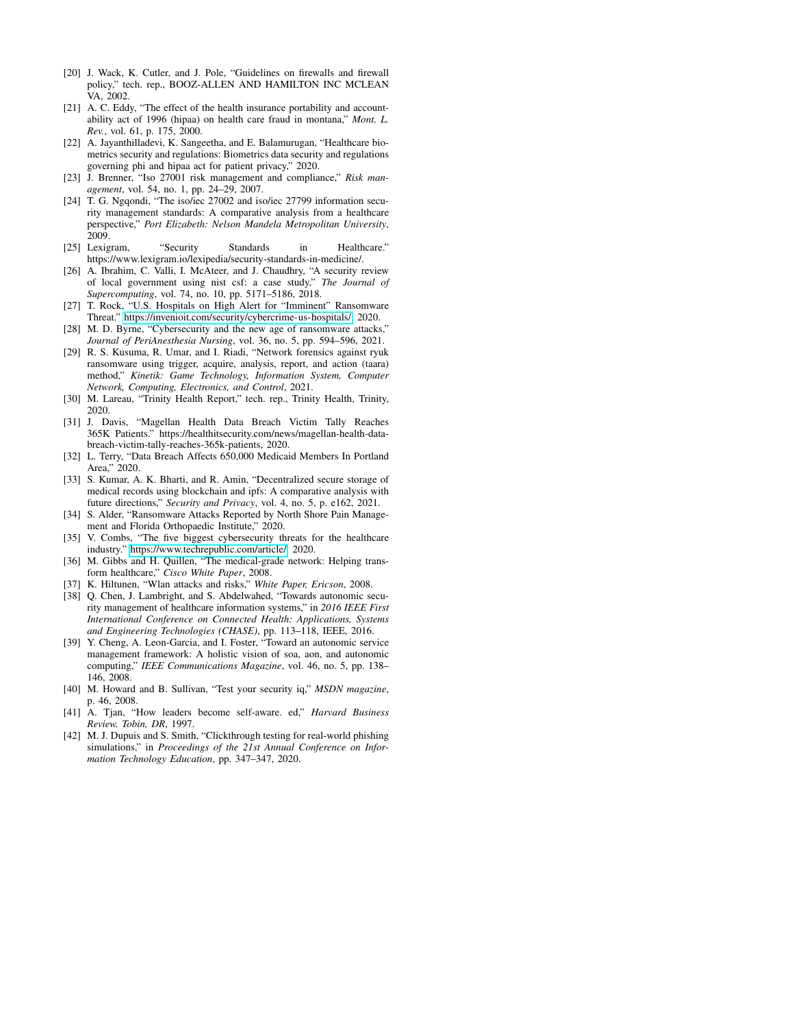[20] J. Wack, K. Cutler, and J. Pole, "Guidelines on firewalls and firewall policy," tech. rep., BOOZ-ALLEN AND HAMILTON INC MCLEAN VA, 2002.

[21] A. C. Eddy, "The effect of the health insurance portability and accountability act of 1996 (hipaa) on health care fraud in montana," *Mont. L. Rev.*, vol. 61, p. 175, 2000.

[22] A. Jayanthilladevi, K. Sangeetha, and E. Balamurugan, "Healthcare biometrics security and regulations: Biometrics data security and regulations governing phi and hipaa act for patient privacy," 2020.

[23] J. Brenner, "Iso 27001 risk management and compliance," *Risk management*, vol. 54, no. 1, pp. 24–29, 2007.

[24] T. G. Ngqondi, "The iso/iec 27002 and iso/iec 27799 information security management standards: A comparative analysis from a healthcare perspective," *Port Elizabeth: Nelson Mandela Metropolitan University*, 2009.

[25] Lexigram, "Security Standards in Healthcare." https://www.lexigram.io/lexipedia/security-standards-in-medicine/.

[26] A. Ibrahim, C. Valli, I. McAteer, and J. Chaudhry, "A security review of local government using nist csf: a case study," *The Journal of Supercomputing*, vol. 74, no. 10, pp. 5171–5186, 2018.

[27] T. Rock, "U.S. Hospitals on High Alert for "Imminent" Ransomware Threat." https://invenioit.com/security/cybercrime-us-hospitals/, 2020.

[28] M. D. Byrne, "Cybersecurity and the new age of ransomware attacks," *Journal of PeriAnesthesia Nursing*, vol. 36, no. 5, pp. 594–596, 2021.

[29] R. S. Kusuma, R. Umar, and I. Riadi, "Network forensics against ryuk ransomware using trigger, acquire, analysis, report, and action (taara) method," *Kinetik: Game Technology, Information System, Computer Network, Computing, Electronics, and Control*, 2021.

[30] M. Lareau, "Trinity Health Report," tech. rep., Trinity Health, Trinity, 2020.

[31] J. Davis, "Magellan Health Data Breach Victim Tally Reaches 365K Patients." https://healthitsecurity.com/news/magellan-health-data-breach-victim-tally-reaches-365k-patients, 2020.

[32] L. Terry, "Data Breach Affects 650,000 Medicaid Members In Portland Area," 2020.

[33] S. Kumar, A. K. Bharti, and R. Amin, "Decentralized secure storage of medical records using blockchain and ipfs: A comparative analysis with future directions," *Security and Privacy*, vol. 4, no. 5, p. e162, 2021.

[34] S. Alder, "Ransomware Attacks Reported by North Shore Pain Management and Florida Orthopaedic Institute," 2020.

[35] V. Combs, "The five biggest cybersecurity threats for the healthcare industry." https://www.techrepublic.com/article/, 2020.

[36] M. Gibbs and H. Quillen, "The medical-grade network: Helping transform healthcare," *Cisco White Paper*, 2008.

[37] K. Hiltunen, "Wlan attacks and risks," *White Paper, Ericson*, 2008.

[38] Q. Chen, J. Lambright, and S. Abdelwahed, "Towards autonomic security management of healthcare information systems," in *2016 IEEE First International Conference on Connected Health: Applications, Systems and Engineering Technologies (CHASE)*, pp. 113–118, IEEE, 2016.

[39] Y. Cheng, A. Leon-Garcia, and I. Foster, "Toward an autonomic service management framework: A holistic vision of soa, aon, and autonomic computing," *IEEE Communications Magazine*, vol. 46, no. 5, pp. 138–146, 2008.

[40] M. Howard and B. Sullivan, "Test your security iq," *MSDN magazine*, p. 46, 2008.

[41] A. Tjan, "How leaders become self-aware. ed," *Harvard Business Review. Tobin, DR*, 1997.

[42] M. J. Dupuis and S. Smith, "Clickthrough testing for real-world phishing simulations," in *Proceedings of the 21st Annual Conference on Information Technology Education*, pp. 347–347, 2020.